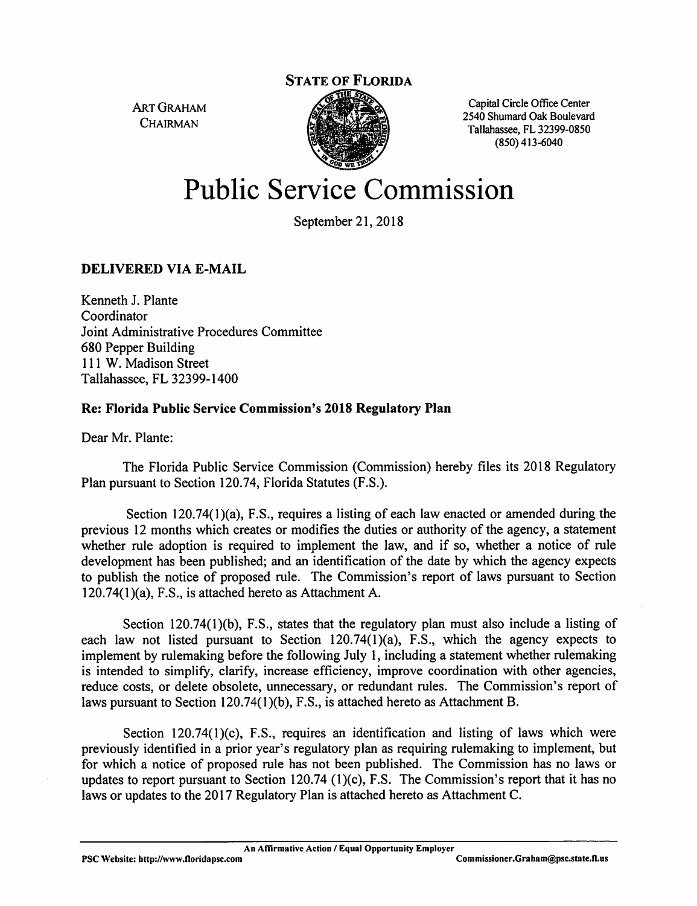**STATE OF FLORIDA**

ART GRAHAM
CHAIRMAN

Capital Circle Office Center
2540 Shumard Oak Boulevard
Tallahassee, FL 32399-0850
(850) 413-6040

# Public Service Commission

September 21, 2018

**DELIVERED VIA E-MAIL**

Kenneth J. Plante
Coordinator
Joint Administrative Procedures Committee
680 Pepper Building
111 W. Madison Street
Tallahassee, FL 32399-1400

**Re: Florida Public Service Commission's 2018 Regulatory Plan**

Dear Mr. Plante:

The Florida Public Service Commission (Commission) hereby files its 2018 Regulatory Plan pursuant to Section 120.74, Florida Statutes (F.S.).

Section 120.74(1)(a), F.S., requires a listing of each law enacted or amended during the previous 12 months which creates or modifies the duties or authority of the agency, a statement whether rule adoption is required to implement the law, and if so, whether a notice of rule development has been published; and an identification of the date by which the agency expects to publish the notice of proposed rule. The Commission's report of laws pursuant to Section 120.74(1)(a), F.S., is attached hereto as Attachment A.

Section 120.74(1)(b), F.S., states that the regulatory plan must also include a listing of each law not listed pursuant to Section 120.74(1)(a), F.S., which the agency expects to implement by rulemaking before the following July 1, including a statement whether rulemaking is intended to simplify, clarify, increase efficiency, improve coordination with other agencies, reduce costs, or delete obsolete, unnecessary, or redundant rules. The Commission's report of laws pursuant to Section 120.74(1)(b), F.S., is attached hereto as Attachment B.

Section 120.74(1)(c), F.S., requires an identification and listing of laws which were previously identified in a prior year's regulatory plan as requiring rulemaking to implement, but for which a notice of proposed rule has not been published. The Commission has no laws or updates to report pursuant to Section 120.74 (1)(c), F.S. The Commission's report that it has no laws or updates to the 2017 Regulatory Plan is attached hereto as Attachment C.

An Affirmative Action / Equal Opportunity Employer

PSC Website: http://www.floridapsc.com Commissioner.Graham@psc.state.fl.us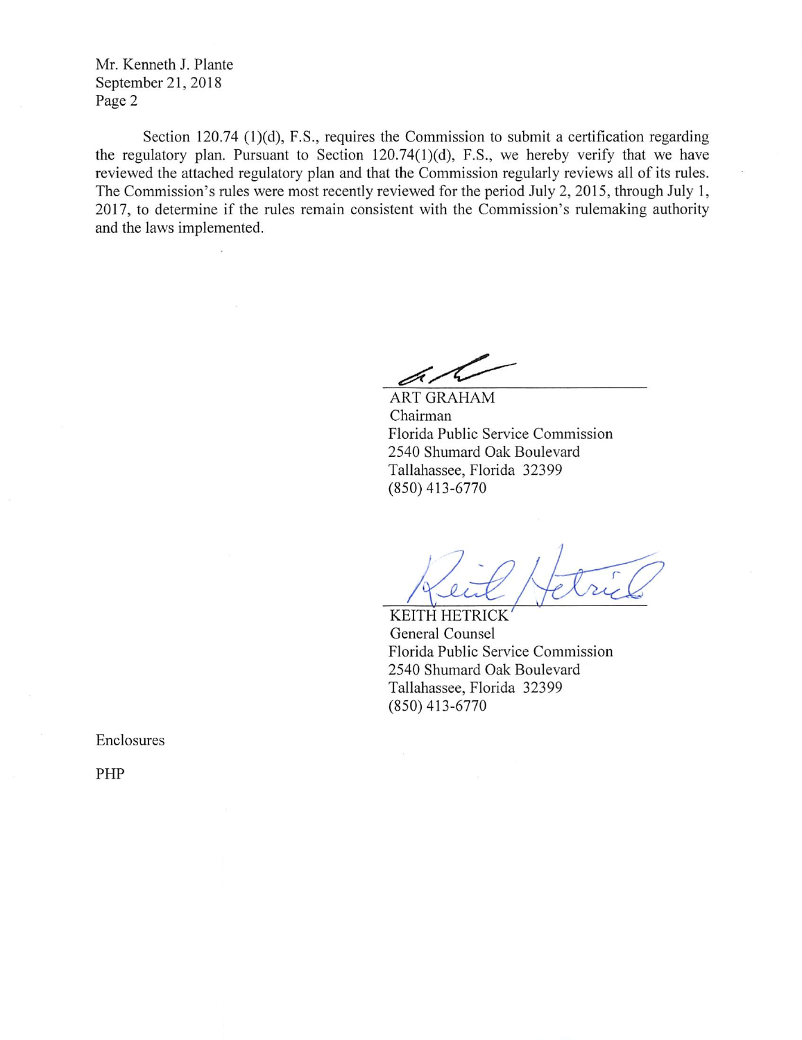Mr. Kenneth J. Plante
September 21, 2018
Page 2

Section 120.74 (1)(d), F.S., requires the Commission to submit a certification regarding the regulatory plan. Pursuant to Section 120.74(1)(d), F.S., we hereby verify that we have reviewed the attached regulatory plan and that the Commission regularly reviews all of its rules. The Commission's rules were most recently reviewed for the period July 2, 2015, through July 1, 2017, to determine if the rules remain consistent with the Commission's rulemaking authority and the laws implemented.

ART GRAHAM
Chairman
Florida Public Service Commission
2540 Shumard Oak Boulevard
Tallahassee, Florida 32399
(850) 413-6770

KEITH HETRICK
General Counsel
Florida Public Service Commission
2540 Shumard Oak Boulevard
Tallahassee, Florida 32399
(850) 413-6770

Enclosures

PHP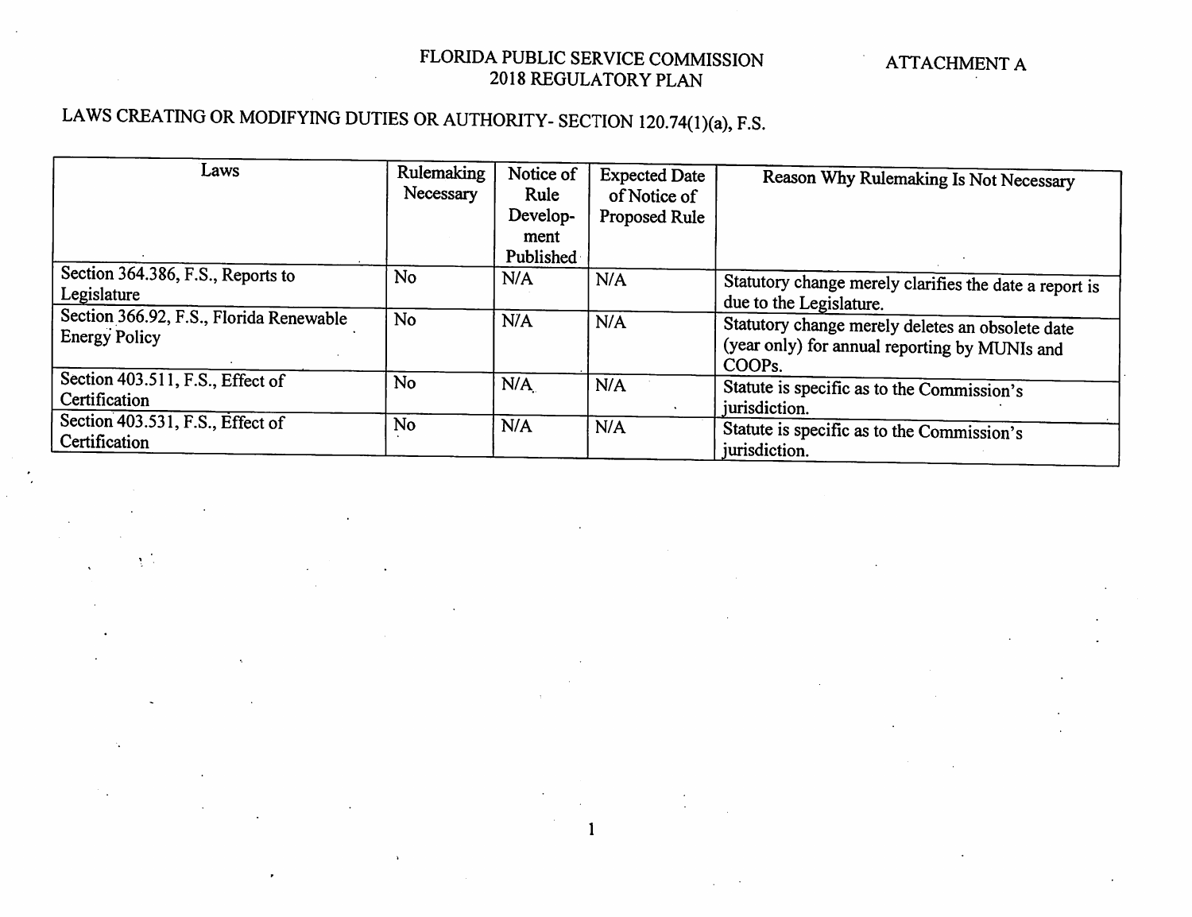FLORIDA PUBLIC SERVICE COMMISSION
2018 REGULATORY PLAN

ATTACHMENT A

LAWS CREATING OR MODIFYING DUTIES OR AUTHORITY- SECTION 120.74(1)(a), F.S.

| Laws | Rulemaking Necessary | Notice of Rule Develop-ment Published | Expected Date of Notice of Proposed Rule | Reason Why Rulemaking Is Not Necessary |
|---|---|---|---|---|
| Section 364.386, F.S., Reports to Legislature | No | N/A | N/A | Statutory change merely clarifies the date a report is due to the Legislature. |
| Section 366.92, F.S., Florida Renewable Energy Policy | No | N/A | N/A | Statutory change merely deletes an obsolete date (year only) for annual reporting by MUNIs and COOPs. |
| Section 403.511, F.S., Effect of Certification | No | N/A | N/A | Statute is specific as to the Commission's jurisdiction. |
| Section 403.531, F.S., Effect of Certification | No | N/A | N/A | Statute is specific as to the Commission's jurisdiction. |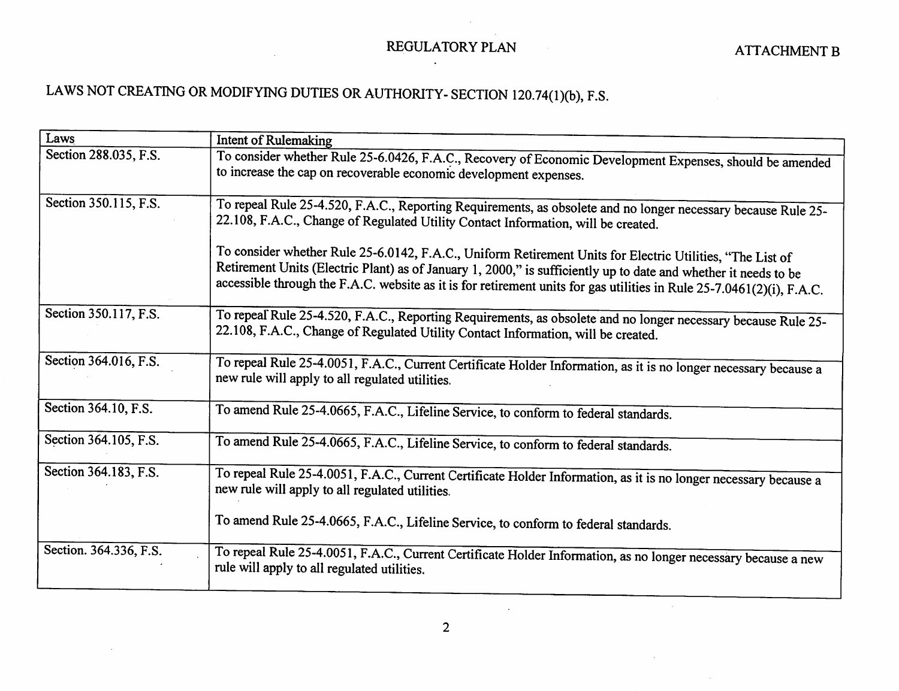REGULATORY PLAN

ATTACHMENT B

## LAWS NOT CREATING OR MODIFYING DUTIES OR AUTHORITY- SECTION 120.74(1)(b), F.S.

| Laws | Intent of Rulemaking |
|---|---|
| Section 288.035, F.S. | To consider whether Rule 25-6.0426, F.A.C., Recovery of Economic Development Expenses, should be amended to increase the cap on recoverable economic development expenses. |
| Section 350.115, F.S. | To repeal Rule 25-4.520, F.A.C., Reporting Requirements, as obsolete and no longer necessary because Rule 25-22.108, F.A.C., Change of Regulated Utility Contact Information, will be created.<br><br>To consider whether Rule 25-6.0142, F.A.C., Uniform Retirement Units for Electric Utilities, "The List of Retirement Units (Electric Plant) as of January 1, 2000," is sufficiently up to date and whether it needs to be accessible through the F.A.C. website as it is for retirement units for gas utilities in Rule 25-7.0461(2)(i), F.A.C. |
| Section 350.117, F.S. | To repeal Rule 25-4.520, F.A.C., Reporting Requirements, as obsolete and no longer necessary because Rule 25-22.108, F.A.C., Change of Regulated Utility Contact Information, will be created. |
| Section 364.016, F.S. | To repeal Rule 25-4.0051, F.A.C., Current Certificate Holder Information, as it is no longer necessary because a new rule will apply to all regulated utilities. |
| Section 364.10, F.S. | To amend Rule 25-4.0665, F.A.C., Lifeline Service, to conform to federal standards. |
| Section 364.105, F.S. | To amend Rule 25-4.0665, F.A.C., Lifeline Service, to conform to federal standards. |
| Section 364.183, F.S. | To repeal Rule 25-4.0051, F.A.C., Current Certificate Holder Information, as it is no longer necessary because a new rule will apply to all regulated utilities.<br><br>To amend Rule 25-4.0665, F.A.C., Lifeline Service, to conform to federal standards. |
| Section. 364.336, F.S. | To repeal Rule 25-4.0051, F.A.C., Current Certificate Holder Information, as no longer necessary because a new rule will apply to all regulated utilities. |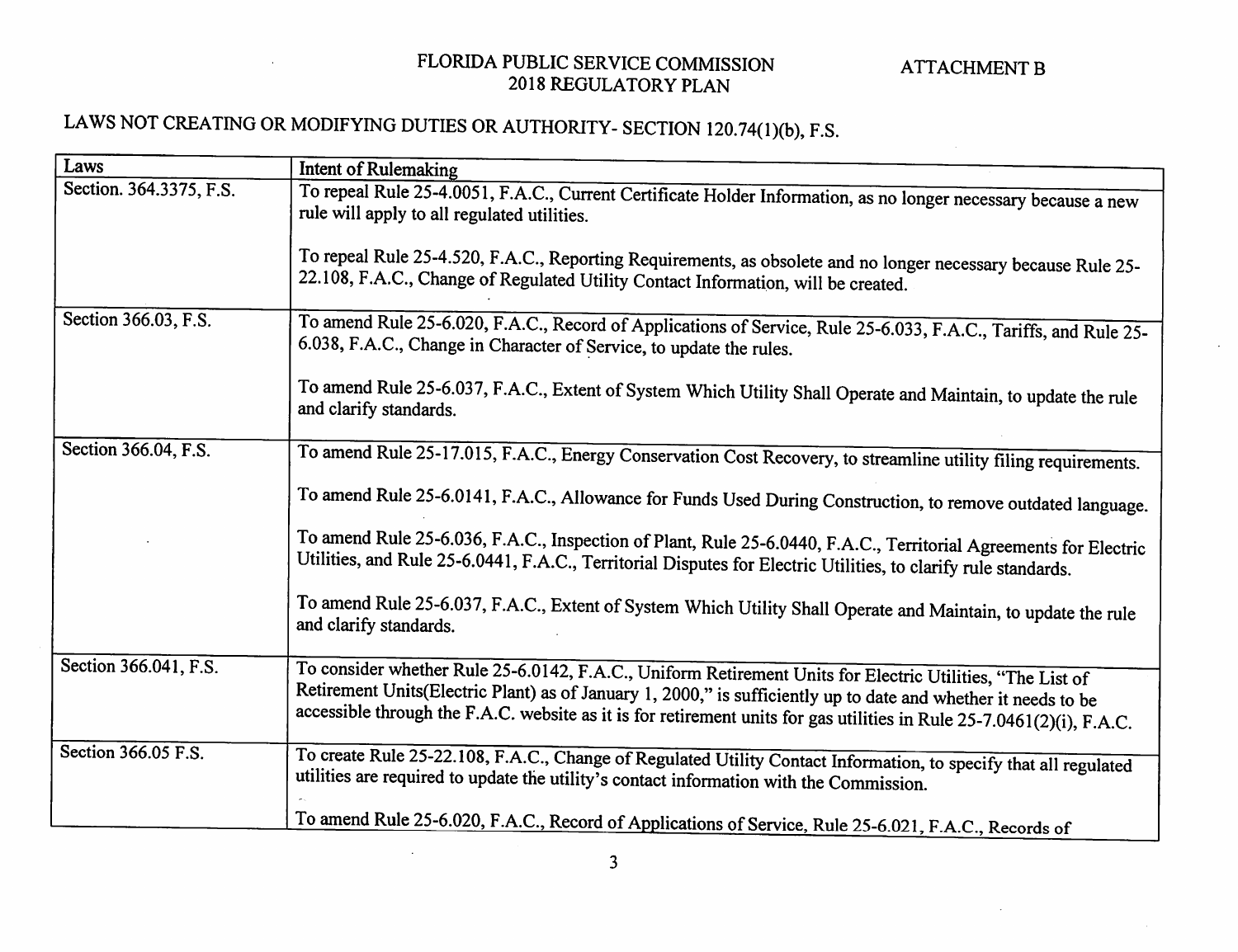FLORIDA PUBLIC SERVICE COMMISSION
2018 REGULATORY PLAN

ATTACHMENT B

## LAWS NOT CREATING OR MODIFYING DUTIES OR AUTHORITY- SECTION 120.74(1)(b), F.S.

| Laws | Intent of Rulemaking |
|---|---|
| Section. 364.3375, F.S. | To repeal Rule 25-4.0051, F.A.C., Current Certificate Holder Information, as no longer necessary because a new rule will apply to all regulated utilities.<br><br>To repeal Rule 25-4.520, F.A.C., Reporting Requirements, as obsolete and no longer necessary because Rule 25-22.108, F.A.C., Change of Regulated Utility Contact Information, will be created. |
| Section 366.03, F.S. | To amend Rule 25-6.020, F.A.C., Record of Applications of Service, Rule 25-6.033, F.A.C., Tariffs, and Rule 25-6.038, F.A.C., Change in Character of Service, to update the rules.<br><br>To amend Rule 25-6.037, F.A.C., Extent of System Which Utility Shall Operate and Maintain, to update the rule and clarify standards. |
| Section 366.04, F.S. | To amend Rule 25-17.015, F.A.C., Energy Conservation Cost Recovery, to streamline utility filing requirements.<br><br>To amend Rule 25-6.0141, F.A.C., Allowance for Funds Used During Construction, to remove outdated language.<br><br>To amend Rule 25-6.036, F.A.C., Inspection of Plant, Rule 25-6.0440, F.A.C., Territorial Agreements for Electric Utilities, and Rule 25-6.0441, F.A.C., Territorial Disputes for Electric Utilities, to clarify rule standards.<br><br>To amend Rule 25-6.037, F.A.C., Extent of System Which Utility Shall Operate and Maintain, to update the rule and clarify standards. |
| Section 366.041, F.S. | To consider whether Rule 25-6.0142, F.A.C., Uniform Retirement Units for Electric Utilities, "The List of Retirement Units(Electric Plant) as of January 1, 2000," is sufficiently up to date and whether it needs to be accessible through the F.A.C. website as it is for retirement units for gas utilities in Rule 25-7.0461(2)(i), F.A.C. |
| Section 366.05 F.S. | To create Rule 25-22.108, F.A.C., Change of Regulated Utility Contact Information, to specify that all regulated utilities are required to update the utility's contact information with the Commission.<br><br>To amend Rule 25-6.020, F.A.C., Record of Applications of Service, Rule 25-6.021, F.A.C., Records of |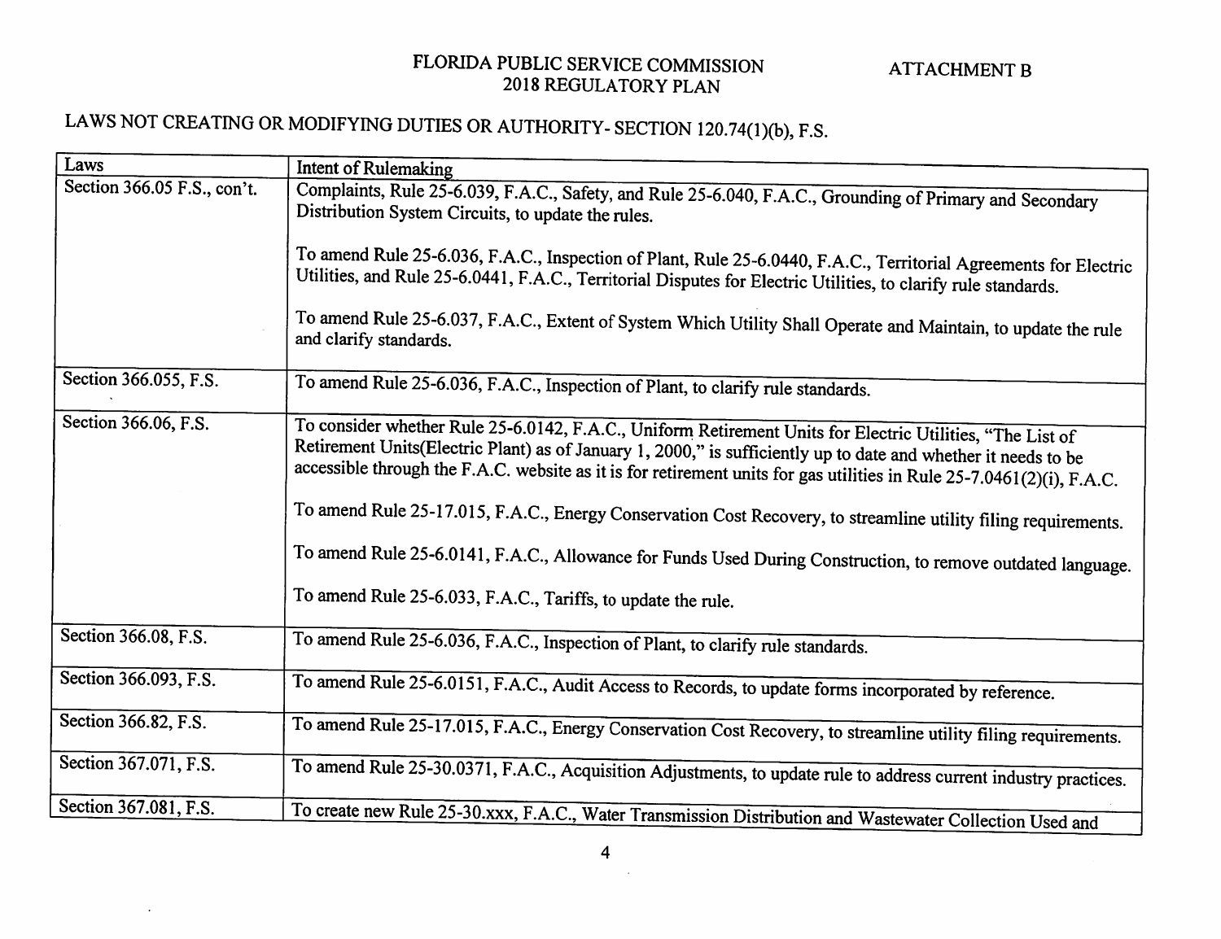FLORIDA PUBLIC SERVICE COMMISSION
2018 REGULATORY PLAN

ATTACHMENT B

## LAWS NOT CREATING OR MODIFYING DUTIES OR AUTHORITY- SECTION 120.74(1)(b), F.S.

| Laws | Intent of Rulemaking |
|---|---|
| Section 366.05 F.S., con't. | Complaints, Rule 25-6.039, F.A.C., Safety, and Rule 25-6.040, F.A.C., Grounding of Primary and Secondary Distribution System Circuits, to update the rules.<br><br>To amend Rule 25-6.036, F.A.C., Inspection of Plant, Rule 25-6.0440, F.A.C., Territorial Agreements for Electric Utilities, and Rule 25-6.0441, F.A.C., Territorial Disputes for Electric Utilities, to clarify rule standards.<br><br>To amend Rule 25-6.037, F.A.C., Extent of System Which Utility Shall Operate and Maintain, to update the rule and clarify standards. |
| Section 366.055, F.S. | To amend Rule 25-6.036, F.A.C., Inspection of Plant, to clarify rule standards. |
| Section 366.06, F.S. | To consider whether Rule 25-6.0142, F.A.C., Uniform Retirement Units for Electric Utilities, "The List of Retirement Units(Electric Plant) as of January 1, 2000," is sufficiently up to date and whether it needs to be accessible through the F.A.C. website as it is for retirement units for gas utilities in Rule 25-7.0461(2)(i), F.A.C.<br><br>To amend Rule 25-17.015, F.A.C., Energy Conservation Cost Recovery, to streamline utility filing requirements.<br><br>To amend Rule 25-6.0141, F.A.C., Allowance for Funds Used During Construction, to remove outdated language.<br><br>To amend Rule 25-6.033, F.A.C., Tariffs, to update the rule. |
| Section 366.08, F.S. | To amend Rule 25-6.036, F.A.C., Inspection of Plant, to clarify rule standards. |
| Section 366.093, F.S. | To amend Rule 25-6.0151, F.A.C., Audit Access to Records, to update forms incorporated by reference. |
| Section 366.82, F.S. | To amend Rule 25-17.015, F.A.C., Energy Conservation Cost Recovery, to streamline utility filing requirements. |
| Section 367.071, F.S. | To amend Rule 25-30.0371, F.A.C., Acquisition Adjustments, to update rule to address current industry practices. |
| Section 367.081, F.S. | To create new Rule 25-30.xxx, F.A.C., Water Transmission Distribution and Wastewater Collection Used and |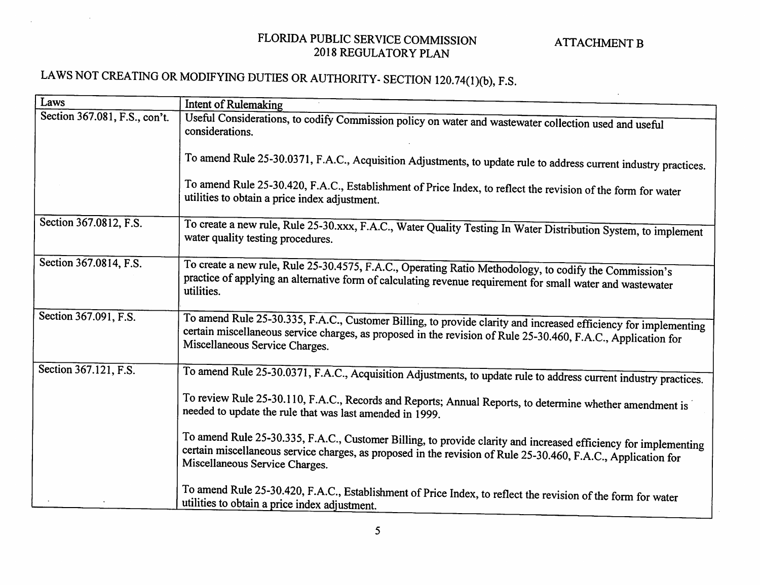FLORIDA PUBLIC SERVICE COMMISSION
2018 REGULATORY PLAN

ATTACHMENT B

## LAWS NOT CREATING OR MODIFYING DUTIES OR AUTHORITY- SECTION 120.74(1)(b), F.S.

| Laws | Intent of Rulemaking |
|---|---|
| Section 367.081, F.S., con't. | Useful Considerations, to codify Commission policy on water and wastewater collection used and useful considerations.<br><br>To amend Rule 25-30.0371, F.A.C., Acquisition Adjustments, to update rule to address current industry practices.<br><br>To amend Rule 25-30.420, F.A.C., Establishment of Price Index, to reflect the revision of the form for water utilities to obtain a price index adjustment. |
| Section 367.0812, F.S. | To create a new rule, Rule 25-30.xxx, F.A.C., Water Quality Testing In Water Distribution System, to implement water quality testing procedures. |
| Section 367.0814, F.S. | To create a new rule, Rule 25-30.4575, F.A.C., Operating Ratio Methodology, to codify the Commission's practice of applying an alternative form of calculating revenue requirement for small water and wastewater utilities. |
| Section 367.091, F.S. | To amend Rule 25-30.335, F.A.C., Customer Billing, to provide clarity and increased efficiency for implementing certain miscellaneous service charges, as proposed in the revision of Rule 25-30.460, F.A.C., Application for Miscellaneous Service Charges. |
| Section 367.121, F.S. | To amend Rule 25-30.0371, F.A.C., Acquisition Adjustments, to update rule to address current industry practices.<br><br>To review Rule 25-30.110, F.A.C., Records and Reports; Annual Reports, to determine whether amendment is needed to update the rule that was last amended in 1999.<br><br>To amend Rule 25-30.335, F.A.C., Customer Billing, to provide clarity and increased efficiency for implementing certain miscellaneous service charges, as proposed in the revision of Rule 25-30.460, F.A.C., Application for Miscellaneous Service Charges.<br><br>To amend Rule 25-30.420, F.A.C., Establishment of Price Index, to reflect the revision of the form for water utilities to obtain a price index adjustment. |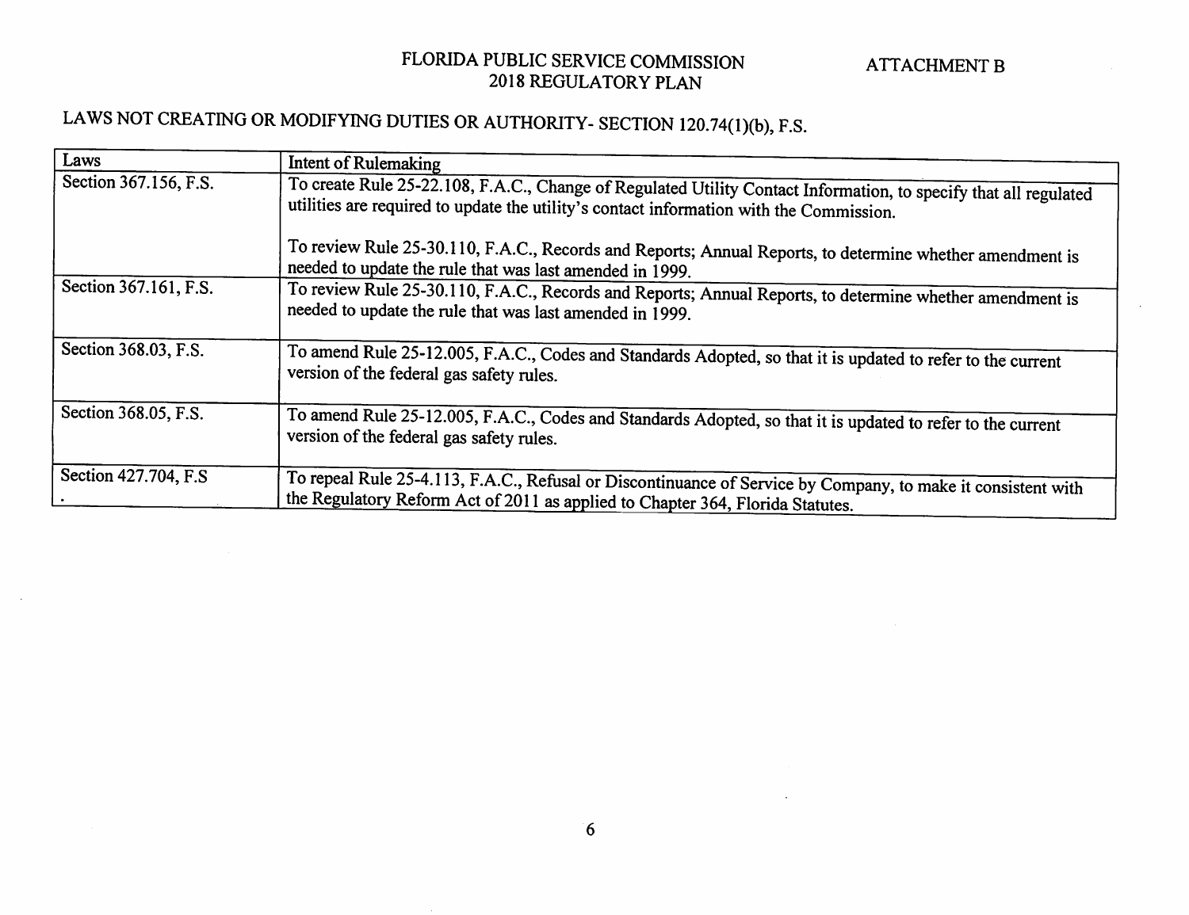FLORIDA PUBLIC SERVICE COMMISSION
2018 REGULATORY PLAN

ATTACHMENT B

## LAWS NOT CREATING OR MODIFYING DUTIES OR AUTHORITY- SECTION 120.74(1)(b), F.S.

| Laws | Intent of Rulemaking |
|---|---|
| Section 367.156, F.S. | To create Rule 25-22.108, F.A.C., Change of Regulated Utility Contact Information, to specify that all regulated utilities are required to update the utility's contact information with the Commission.<br><br>To review Rule 25-30.110, F.A.C., Records and Reports; Annual Reports, to determine whether amendment is needed to update the rule that was last amended in 1999. |
| Section 367.161, F.S. | To review Rule 25-30.110, F.A.C., Records and Reports; Annual Reports, to determine whether amendment is needed to update the rule that was last amended in 1999. |
| Section 368.03, F.S. | To amend Rule 25-12.005, F.A.C., Codes and Standards Adopted, so that it is updated to refer to the current version of the federal gas safety rules. |
| Section 368.05, F.S. | To amend Rule 25-12.005, F.A.C., Codes and Standards Adopted, so that it is updated to refer to the current version of the federal gas safety rules. |
| Section 427.704, F.S. | To repeal Rule 25-4.113, F.A.C., Refusal or Discontinuance of Service by Company, to make it consistent with the Regulatory Reform Act of 2011 as applied to Chapter 364, Florida Statutes. |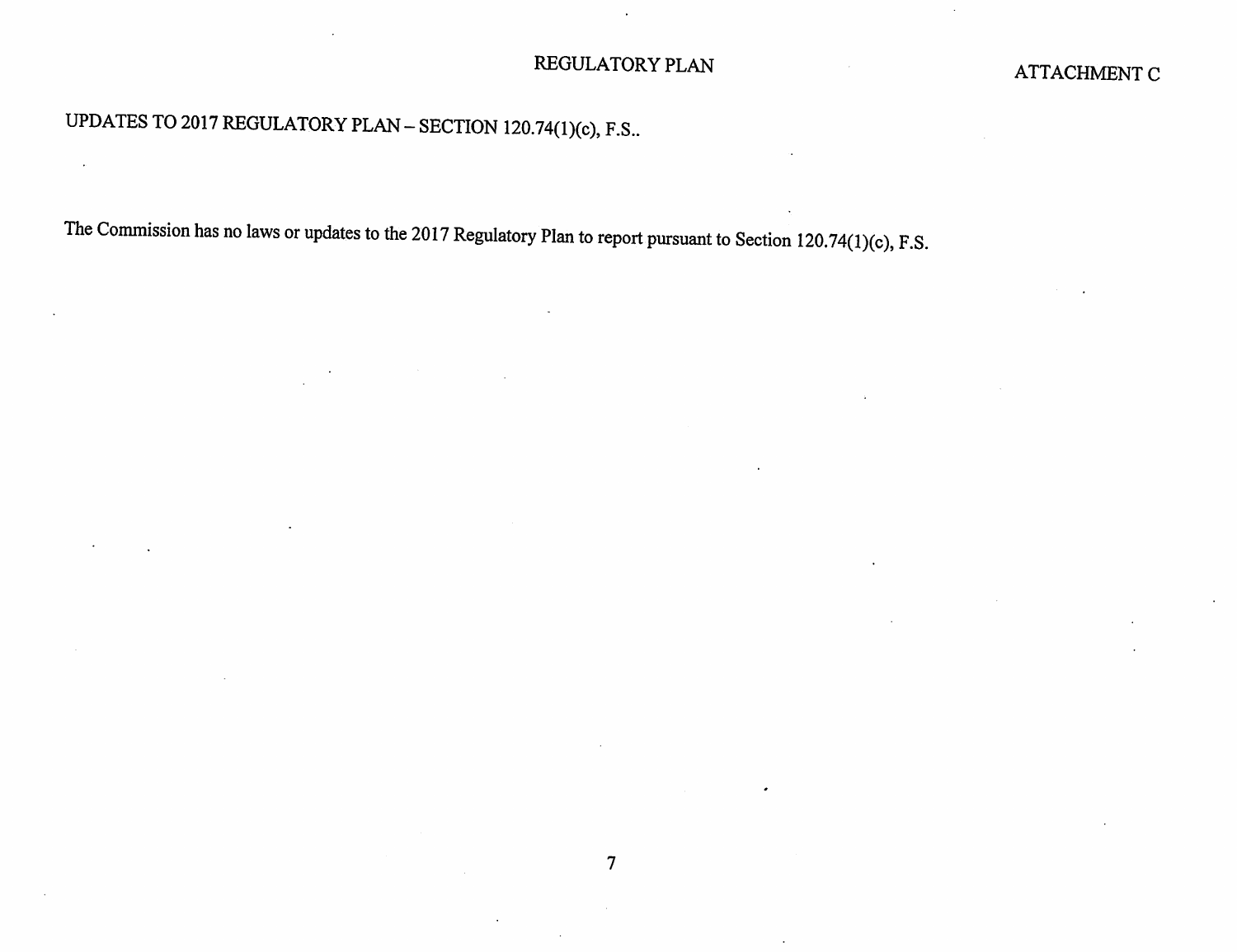REGULATORY PLAN

ATTACHMENT C

## UPDATES TO 2017 REGULATORY PLAN – SECTION 120.74(1)(c), F.S..

The Commission has no laws or updates to the 2017 Regulatory Plan to report pursuant to Section 120.74(1)(c), F.S.